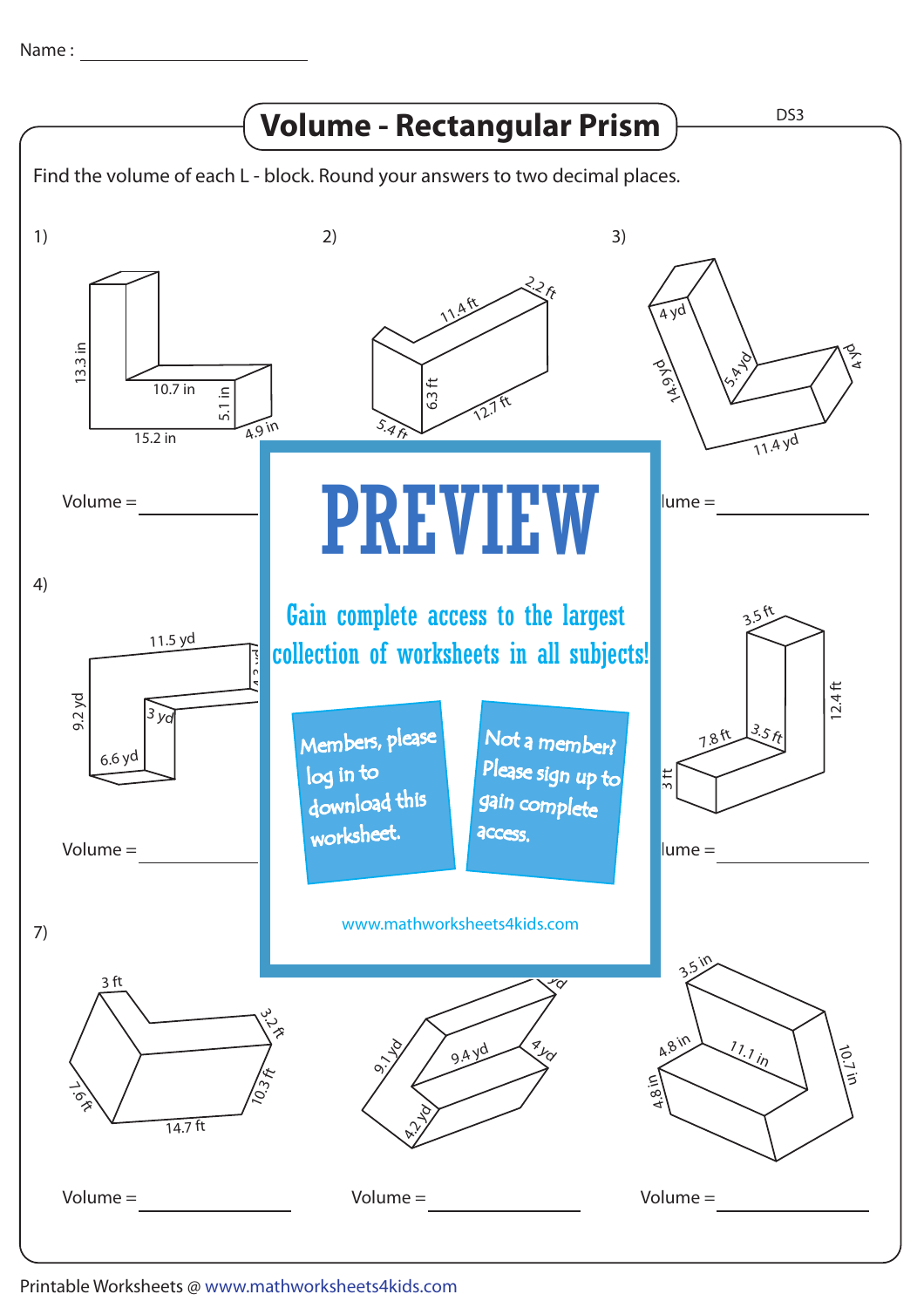Name : ______________________

# Volume - Rectangular Prism

DS3

Find the volume of each L - block. Round your answers to two decimal places.

1)

13.3 in, 10.7 in, 5.1 in, 15.2 in, 4.9 in

Volume = ______________

2)

11.4 ft, 2.2 ft, 6.3 ft, 12.7 ft, 5.4 ft

3)

4 yd, 14.9 yd, 5.4 yd, 4 yd, 11.4 yd

Volume = ______________

# PREVIEW

Gain complete access to the largest collection of worksheets in all subjects!

Members, please log in to download this worksheet.

Not a member? Please sign up to gain complete access.

www.mathworksheets4kids.com

4)

11.5 yd, 9.2 yd, 3 yd, 6.6 yd

Volume = ______________

3.5 ft, 12.4 ft, 7.8 ft, 3.5 ft, 3 ft

Volume = ______________

7)

3 ft, 3.2 ft, 7.6 ft, 10.3 ft, 14.7 ft

Volume = ______________

9.1 yd, 9.4 yd, 4 yd, 4.2 yd

Volume = ______________

3.5 in, 4.8 in, 11.1 in, 4.8 in, 10.7 in

Volume = ______________

Printable Worksheets @ www.mathworksheets4kids.com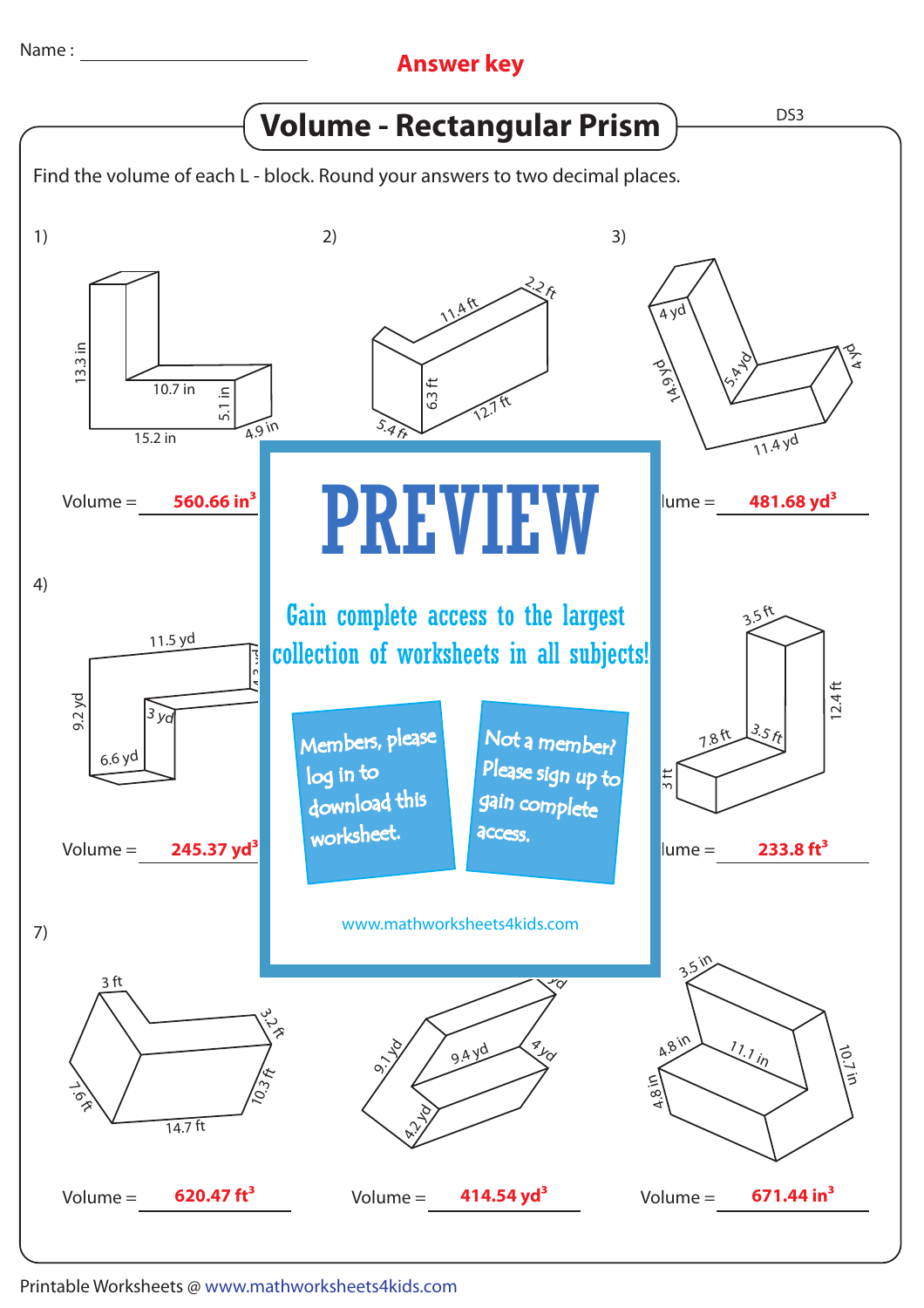Name :

**Answer key**

# Volume - Rectangular Prism

DS3

Find the volume of each L - block. Round your answers to two decimal places.

1)

13.3 in
10.7 in
5.1 in
15.2 in
4.9 in

Volume = **560.66 in³**

2)

11.4 ft
2.2 ft
6.3 ft
12.7 ft
5.4 ft

3)

4 yd
5.4 yd
14.9 yd
4 yd
11.4 yd

Volume = **481.68 yd³**

4)

11.5 yd
9.2 yd
3 yd
6.6 yd

Volume = **245.37 yd³**

6)

3.5 ft
12.4 ft
7.8 ft
3.5 ft
3 ft

Volume = **233.8 ft³**

PREVIEW

Gain complete access to the largest collection of worksheets in all subjects!

Members, please log in to download this worksheet.

Not a member? Please sign up to gain complete access.

www.mathworksheets4kids.com

7)

3 ft
3.2 ft
7.6 ft
10.3 ft
14.7 ft

Volume = **620.47 ft³**

8)

9.1 yd
9.4 yd
4 yd
4.2 yd

Volume = **414.54 yd³**

9)

3.5 in
4.8 in
11.1 in
4.8 in
10.7 in

Volume = **671.44 in³**

Printable Worksheets @ www.mathworksheets4kids.com